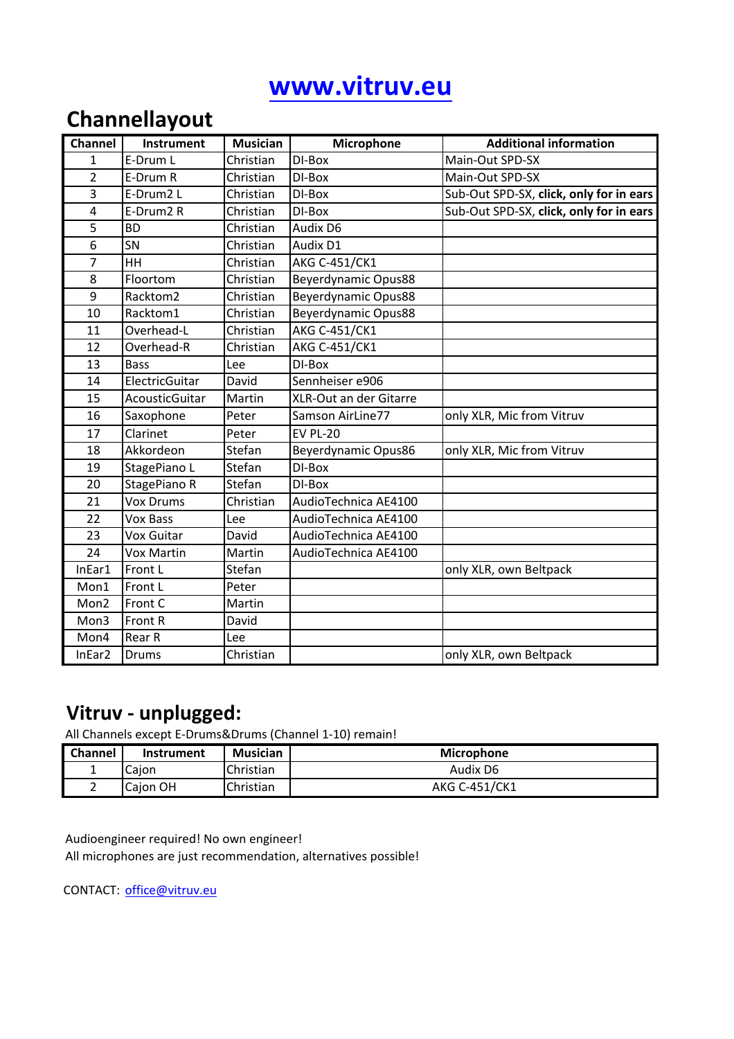# [www.vitruv.eu](http://www.vitruv.eu)

## Channellayout

| Channel | Instrument | Musician | Microphone | Additional information |
|---|---|---|---|---|
| 1 | E-Drum L | Christian | DI-Box | Main-Out SPD-SX |
| 2 | E-Drum R | Christian | DI-Box | Main-Out SPD-SX |
| 3 | E-Drum2 L | Christian | DI-Box | Sub-Out SPD-SX, **click, only for in ears** |
| 4 | E-Drum2 R | Christian | DI-Box | Sub-Out SPD-SX, **click, only for in ears** |
| 5 | BD | Christian | Audix D6 | |
| 6 | SN | Christian | Audix D1 | |
| 7 | HH | Christian | AKG C-451/CK1 | |
| 8 | Floortom | Christian | Beyerdynamic Opus88 | |
| 9 | Racktom2 | Christian | Beyerdynamic Opus88 | |
| 10 | Racktom1 | Christian | Beyerdynamic Opus88 | |
| 11 | Overhead-L | Christian | AKG C-451/CK1 | |
| 12 | Overhead-R | Christian | AKG C-451/CK1 | |
| 13 | Bass | Lee | DI-Box | |
| 14 | ElectricGuitar | David | Sennheiser e906 | |
| 15 | AcousticGuitar | Martin | XLR-Out an der Gitarre | |
| 16 | Saxophone | Peter | Samson AirLine77 | only XLR, Mic from Vitruv |
| 17 | Clarinet | Peter | EV PL-20 | |
| 18 | Akkordeon | Stefan | Beyerdynamic Opus86 | only XLR, Mic from Vitruv |
| 19 | StagePiano L | Stefan | DI-Box | |
| 20 | StagePiano R | Stefan | DI-Box | |
| 21 | Vox Drums | Christian | AudioTechnica AE4100 | |
| 22 | Vox Bass | Lee | AudioTechnica AE4100 | |
| 23 | Vox Guitar | David | AudioTechnica AE4100 | |
| 24 | Vox Martin | Martin | AudioTechnica AE4100 | |
| InEar1 | Front L | Stefan | | only XLR, own Beltpack |
| Mon1 | Front L | Peter | | |
| Mon2 | Front C | Martin | | |
| Mon3 | Front R | David | | |
| Mon4 | Rear R | Lee | | |
| InEar2 | Drums | Christian | | only XLR, own Beltpack |

## Vitruv - unplugged:

All Channels except E-Drums&Drums (Channel 1-10) remain!

| Channel | Instrument | Musician | Microphone |
|---|---|---|---|
| 1 | Cajon | Christian | Audix D6 |
| 2 | Cajon OH | Christian | AKG C-451/CK1 |

Audioengineer required! No own engineer!
All microphones are just recommendation, alternatives possible!

CONTACT: [office@vitruv.eu](mailto:office@vitruv.eu)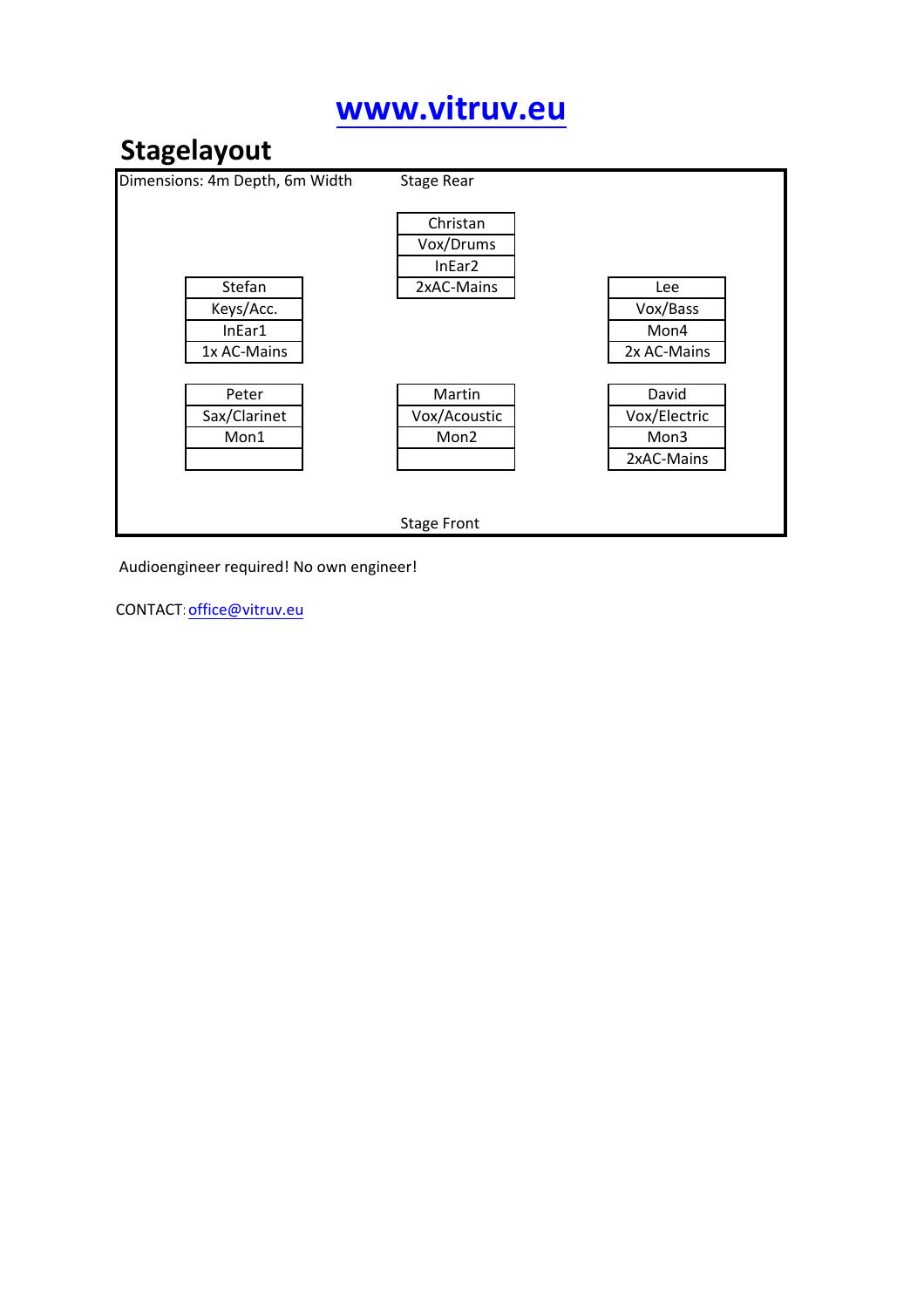**[www.vitruv.eu](http://www.vitruv.eu)**

# Stagelayout

Dimensions: 4m Depth, 6m Width

Stage Rear

| |
|---|
| Christan |
| Vox/Drums |
| InEar2 |
| 2xAC-Mains |

| |
|---|
| Stefan |
| Keys/Acc. |
| InEar1 |
| 1x AC-Mains |

| |
|---|
| Lee |
| Vox/Bass |
| Mon4 |
| 2x AC-Mains |

| |
|---|
| Peter |
| Sax/Clarinet |
| Mon1 |
| |

| |
|---|
| Martin |
| Vox/Acoustic |
| Mon2 |
| |

| |
|---|
| David |
| Vox/Electric |
| Mon3 |
| 2xAC-Mains |

Stage Front

Audioengineer required! No own engineer!

CONTACT: office@vitruv.eu